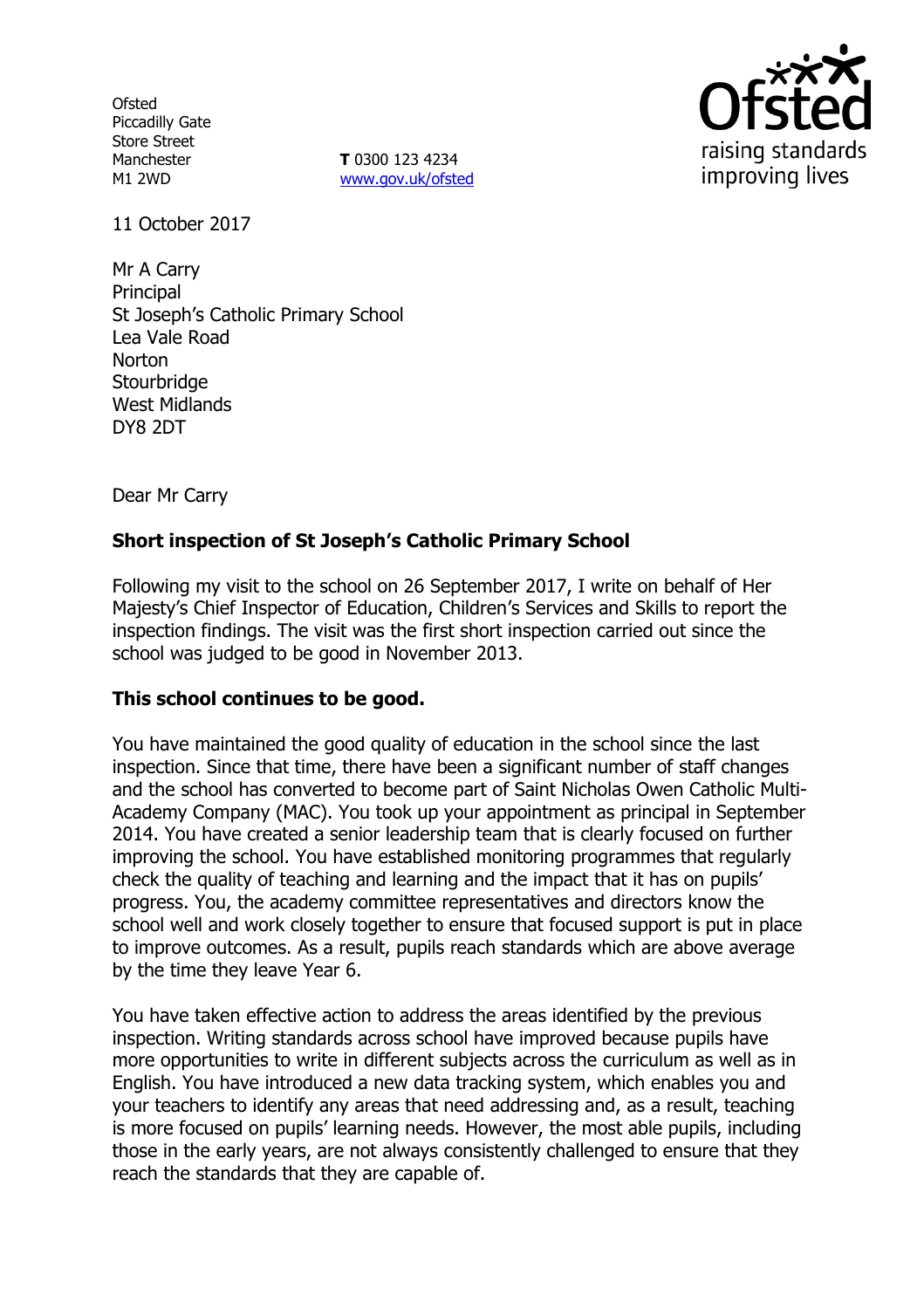Ofsted
Piccadilly Gate
Store Street
Manchester
M1 2WD

**T** 0300 123 4234
www.gov.uk/ofsted

11 October 2017

Mr A Carry
Principal
St Joseph's Catholic Primary School
Lea Vale Road
Norton
Stourbridge
West Midlands
DY8 2DT

Dear Mr Carry

**Short inspection of St Joseph's Catholic Primary School**

Following my visit to the school on 26 September 2017, I write on behalf of Her Majesty's Chief Inspector of Education, Children's Services and Skills to report the inspection findings. The visit was the first short inspection carried out since the school was judged to be good in November 2013.

**This school continues to be good.**

You have maintained the good quality of education in the school since the last inspection. Since that time, there have been a significant number of staff changes and the school has converted to become part of Saint Nicholas Owen Catholic Multi-Academy Company (MAC). You took up your appointment as principal in September 2014. You have created a senior leadership team that is clearly focused on further improving the school. You have established monitoring programmes that regularly check the quality of teaching and learning and the impact that it has on pupils' progress. You, the academy committee representatives and directors know the school well and work closely together to ensure that focused support is put in place to improve outcomes. As a result, pupils reach standards which are above average by the time they leave Year 6.

You have taken effective action to address the areas identified by the previous inspection. Writing standards across school have improved because pupils have more opportunities to write in different subjects across the curriculum as well as in English. You have introduced a new data tracking system, which enables you and your teachers to identify any areas that need addressing and, as a result, teaching is more focused on pupils' learning needs. However, the most able pupils, including those in the early years, are not always consistently challenged to ensure that they reach the standards that they are capable of.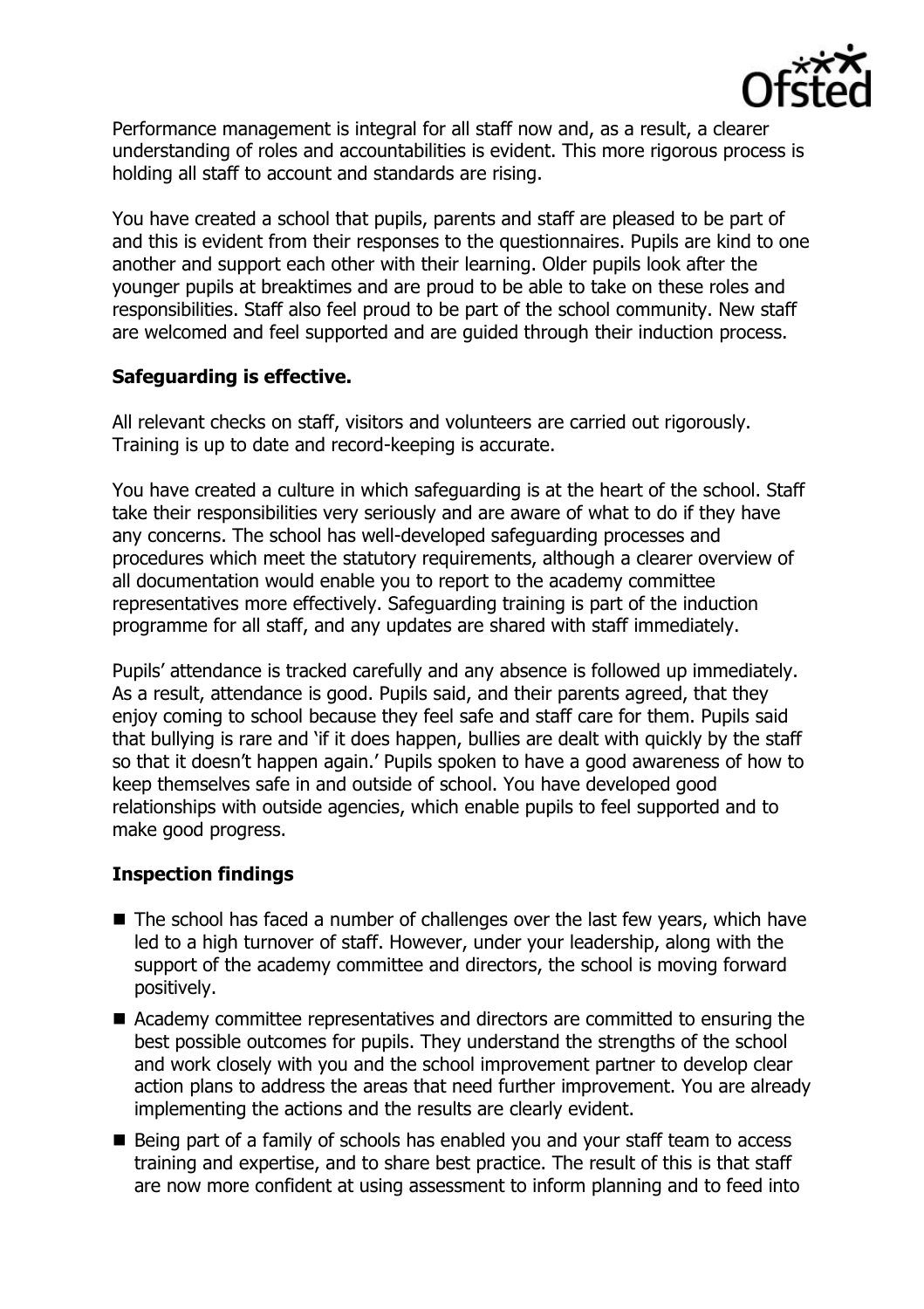Performance management is integral for all staff now and, as a result, a clearer understanding of roles and accountabilities is evident. This more rigorous process is holding all staff to account and standards are rising.

You have created a school that pupils, parents and staff are pleased to be part of and this is evident from their responses to the questionnaires. Pupils are kind to one another and support each other with their learning. Older pupils look after the younger pupils at breaktimes and are proud to be able to take on these roles and responsibilities. Staff also feel proud to be part of the school community. New staff are welcomed and feel supported and are guided through their induction process.

**Safeguarding is effective.**

All relevant checks on staff, visitors and volunteers are carried out rigorously. Training is up to date and record-keeping is accurate.

You have created a culture in which safeguarding is at the heart of the school. Staff take their responsibilities very seriously and are aware of what to do if they have any concerns. The school has well-developed safeguarding processes and procedures which meet the statutory requirements, although a clearer overview of all documentation would enable you to report to the academy committee representatives more effectively. Safeguarding training is part of the induction programme for all staff, and any updates are shared with staff immediately.

Pupils' attendance is tracked carefully and any absence is followed up immediately. As a result, attendance is good. Pupils said, and their parents agreed, that they enjoy coming to school because they feel safe and staff care for them. Pupils said that bullying is rare and 'if it does happen, bullies are dealt with quickly by the staff so that it doesn't happen again.' Pupils spoken to have a good awareness of how to keep themselves safe in and outside of school. You have developed good relationships with outside agencies, which enable pupils to feel supported and to make good progress.

**Inspection findings**

- The school has faced a number of challenges over the last few years, which have led to a high turnover of staff. However, under your leadership, along with the support of the academy committee and directors, the school is moving forward positively.
- Academy committee representatives and directors are committed to ensuring the best possible outcomes for pupils. They understand the strengths of the school and work closely with you and the school improvement partner to develop clear action plans to address the areas that need further improvement. You are already implementing the actions and the results are clearly evident.
- Being part of a family of schools has enabled you and your staff team to access training and expertise, and to share best practice. The result of this is that staff are now more confident at using assessment to inform planning and to feed into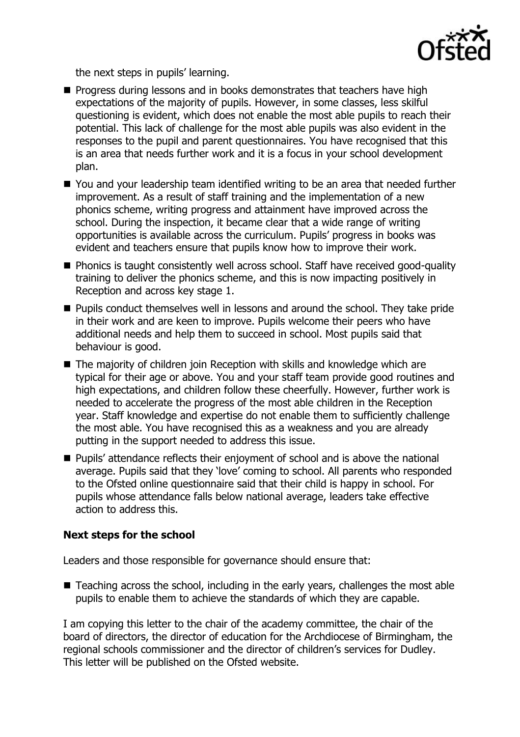the next steps in pupils' learning.

- Progress during lessons and in books demonstrates that teachers have high expectations of the majority of pupils. However, in some classes, less skilful questioning is evident, which does not enable the most able pupils to reach their potential. This lack of challenge for the most able pupils was also evident in the responses to the pupil and parent questionnaires. You have recognised that this is an area that needs further work and it is a focus in your school development plan.
- You and your leadership team identified writing to be an area that needed further improvement. As a result of staff training and the implementation of a new phonics scheme, writing progress and attainment have improved across the school. During the inspection, it became clear that a wide range of writing opportunities is available across the curriculum. Pupils' progress in books was evident and teachers ensure that pupils know how to improve their work.
- Phonics is taught consistently well across school. Staff have received good-quality training to deliver the phonics scheme, and this is now impacting positively in Reception and across key stage 1.
- Pupils conduct themselves well in lessons and around the school. They take pride in their work and are keen to improve. Pupils welcome their peers who have additional needs and help them to succeed in school. Most pupils said that behaviour is good.
- The majority of children join Reception with skills and knowledge which are typical for their age or above. You and your staff team provide good routines and high expectations, and children follow these cheerfully. However, further work is needed to accelerate the progress of the most able children in the Reception year. Staff knowledge and expertise do not enable them to sufficiently challenge the most able. You have recognised this as a weakness and you are already putting in the support needed to address this issue.
- Pupils' attendance reflects their enjoyment of school and is above the national average. Pupils said that they 'love' coming to school. All parents who responded to the Ofsted online questionnaire said that their child is happy in school. For pupils whose attendance falls below national average, leaders take effective action to address this.

**Next steps for the school**

Leaders and those responsible for governance should ensure that:

- Teaching across the school, including in the early years, challenges the most able pupils to enable them to achieve the standards of which they are capable.

I am copying this letter to the chair of the academy committee, the chair of the board of directors, the director of education for the Archdiocese of Birmingham, the regional schools commissioner and the director of children's services for Dudley. This letter will be published on the Ofsted website.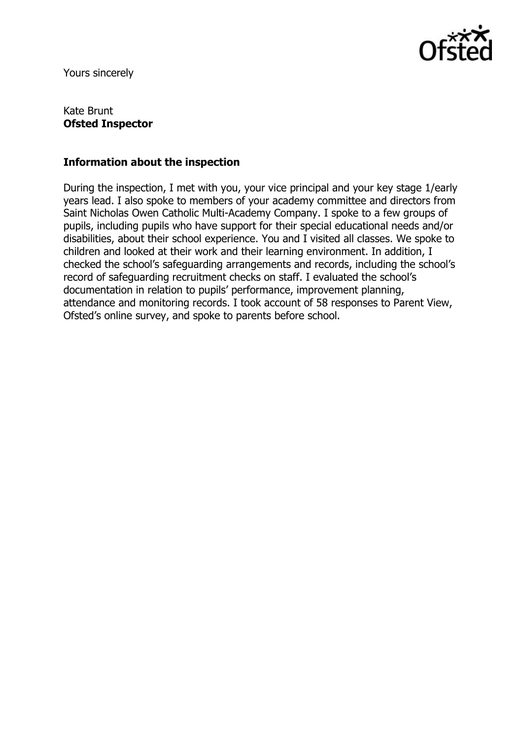Yours sincerely

Kate Brunt
**Ofsted Inspector**

## Information about the inspection

During the inspection, I met with you, your vice principal and your key stage 1/early years lead. I also spoke to members of your academy committee and directors from Saint Nicholas Owen Catholic Multi-Academy Company. I spoke to a few groups of pupils, including pupils who have support for their special educational needs and/or disabilities, about their school experience. You and I visited all classes. We spoke to children and looked at their work and their learning environment. In addition, I checked the school's safeguarding arrangements and records, including the school's record of safeguarding recruitment checks on staff. I evaluated the school's documentation in relation to pupils' performance, improvement planning, attendance and monitoring records. I took account of 58 responses to Parent View, Ofsted's online survey, and spoke to parents before school.